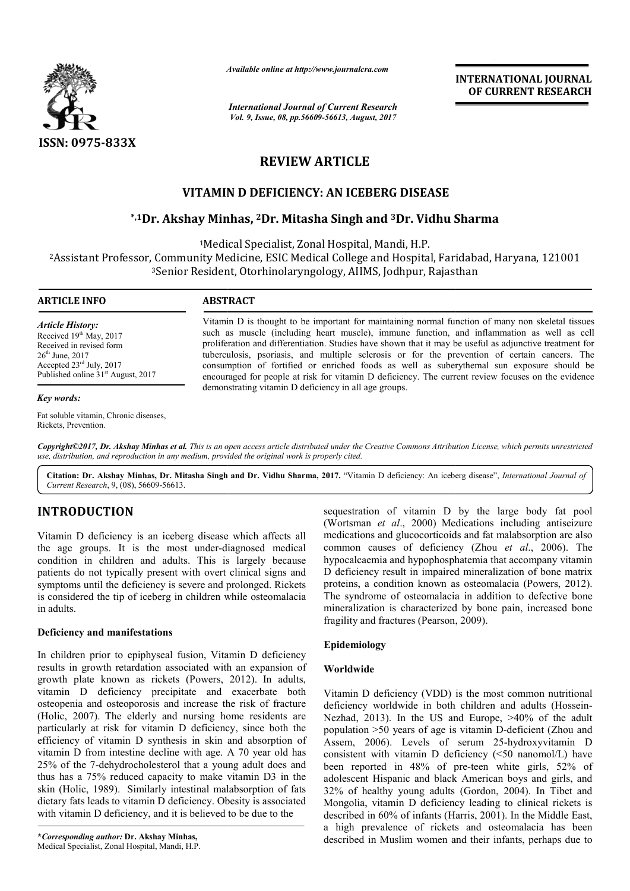ISSN: 0975-833X

*Available online at http://www.journalcra.com*

*International Journal of Current Research*
*Vol. 9, Issue, 08, pp.56609-56613, August, 2017*

**INTERNATIONAL JOURNAL OF CURRENT RESEARCH**

# REVIEW ARTICLE

# VITAMIN D DEFICIENCY: AN ICEBERG DISEASE

**\*,1Dr. Akshay Minhas, 2Dr. Mitasha Singh and 3Dr. Vidhu Sharma**

[1]Medical Specialist, Zonal Hospital, Mandi, H.P.

[2]Assistant Professor, Community Medicine, ESIC Medical College and Hospital, Faridabad, Haryana, 121001

[3]Senior Resident, Otorhinolaryngology, AIIMS, Jodhpur, Rajasthan

**ARTICLE INFO**

*Article History:*

Received 19th May, 2017
Received in revised form 26th June, 2017
Accepted 23rd July, 2017
Published online 31st August, 2017

*Key words:*

Fat soluble vitamin, Chronic diseases, Rickets, Prevention.

**ABSTRACT**

Vitamin D is thought to be important for maintaining normal function of many non skeletal tissues such as muscle (including heart muscle), immune function, and inflammation as well as cell proliferation and differentiation. Studies have shown that it may be useful as adjunctive treatment for tuberculosis, psoriasis, and multiple sclerosis or for the prevention of certain cancers. The consumption of fortified or enriched foods as well as suberythemal sun exposure should be encouraged for people at risk for vitamin D deficiency. The current review focuses on the evidence demonstrating vitamin D deficiency in all age groups.

*Copyright©2017, Dr. Akshay Minhas et al. This is an open access article distributed under the Creative Commons Attribution License, which permits unrestricted use, distribution, and reproduction in any medium, provided the original work is properly cited.*

**Citation: Dr. Akshay Minhas, Dr. Mitasha Singh and Dr. Vidhu Sharma, 2017.** "Vitamin D deficiency: An iceberg disease", *International Journal of Current Research*, 9, (08), 56609-56613.

## INTRODUCTION

Vitamin D deficiency is an iceberg disease which affects all the age groups. It is the most under-diagnosed medical condition in children and adults. This is largely because patients do not typically present with overt clinical signs and symptoms until the deficiency is severe and prolonged. Rickets is considered the tip of iceberg in children while osteomalacia in adults.

### Deficiency and manifestations

In children prior to epiphyseal fusion, Vitamin D deficiency results in growth retardation associated with an expansion of growth plate known as rickets (Powers, 2012). In adults, vitamin D deficiency precipitate and exacerbate both osteopenia and osteoporosis and increase the risk of fracture (Holic, 2007). The elderly and nursing home residents are particularly at risk for vitamin D deficiency, since both the efficiency of vitamin D synthesis in skin and absorption of vitamin D from intestine decline with age. A 70 year old has 25% of the 7-dehydrocholesterol that a young adult does and thus has a 75% reduced capacity to make vitamin D3 in the skin (Holic, 1989). Similarly intestinal malabsorption of fats dietary fats leads to vitamin D deficiency. Obesity is associated with vitamin D deficiency, and it is believed to be due to the sequestration of vitamin D by the large body fat pool (Wortsman *et al*., 2000) Medications including antiseizure medications and glucocorticoids and fat malabsorption are also common causes of deficiency (Zhou *et al*., 2006). The hypocalcaemia and hypophosphatemia that accompany vitamin D deficiency result in impaired mineralization of bone matrix proteins, a condition known as osteomalacia (Powers, 2012). The syndrome of osteomalacia in addition to defective bone mineralization is characterized by bone pain, increased bone fragility and fractures (Pearson, 2009).

### Epidemiology

#### Worldwide

Vitamin D deficiency (VDD) is the most common nutritional deficiency worldwide in both children and adults (Hossein-Nezhad, 2013). In the US and Europe, >40% of the adult population >50 years of age is vitamin D-deficient (Zhou and Assem, 2006). Levels of serum 25-hydroxyvitamin D consistent with vitamin D deficiency (<50 nanomol/L) have been reported in 48% of pre-teen white girls, 52% of adolescent Hispanic and black American boys and girls, and 32% of healthy young adults (Gordon, 2004). In Tibet and Mongolia, vitamin D deficiency leading to clinical rickets is described in 60% of infants (Harris, 2001). In the Middle East, a high prevalence of rickets and osteomalacia has been described in Muslim women and their infants, perhaps due to

---

\**Corresponding author:* **Dr. Akshay Minhas,**
Medical Specialist, Zonal Hospital, Mandi, H.P.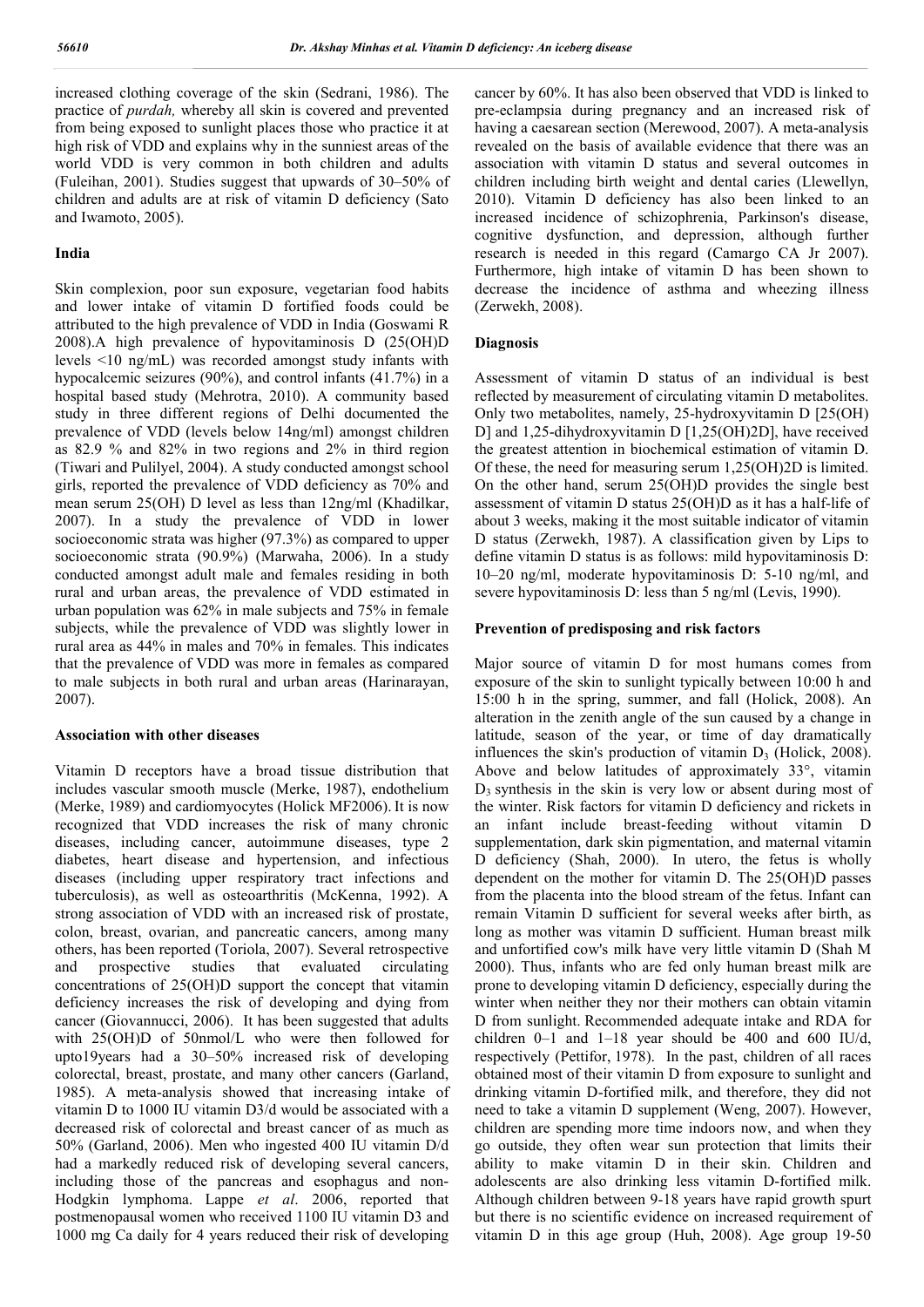increased clothing coverage of the skin (Sedrani, 1986). The practice of *purdah,* whereby all skin is covered and prevented from being exposed to sunlight places those who practice it at high risk of VDD and explains why in the sunniest areas of the world VDD is very common in both children and adults (Fuleihan, 2001). Studies suggest that upwards of 30–50% of children and adults are at risk of vitamin D deficiency (Sato and Iwamoto, 2005).

## India

Skin complexion, poor sun exposure, vegetarian food habits and lower intake of vitamin D fortified foods could be attributed to the high prevalence of VDD in India (Goswami R 2008).A high prevalence of hypovitaminosis D (25(OH)D levels <10 ng/mL) was recorded amongst study infants with hypocalcemic seizures (90%), and control infants (41.7%) in a hospital based study (Mehrotra, 2010). A community based study in three different regions of Delhi documented the prevalence of VDD (levels below 14ng/ml) amongst children as 82.9 % and 82% in two regions and 2% in third region (Tiwari and Pulilyel, 2004). A study conducted amongst school girls, reported the prevalence of VDD deficiency as 70% and mean serum 25(OH) D level as less than 12ng/ml (Khadilkar, 2007). In a study the prevalence of VDD in lower socioeconomic strata was higher (97.3%) as compared to upper socioeconomic strata (90.9%) (Marwaha, 2006). In a study conducted amongst adult male and females residing in both rural and urban areas, the prevalence of VDD estimated in urban population was 62% in male subjects and 75% in female subjects, while the prevalence of VDD was slightly lower in rural area as 44% in males and 70% in females. This indicates that the prevalence of VDD was more in females as compared to male subjects in both rural and urban areas (Harinarayan, 2007).

## Association with other diseases

Vitamin D receptors have a broad tissue distribution that includes vascular smooth muscle (Merke, 1987), endothelium (Merke, 1989) and cardiomyocytes (Holick MF2006). It is now recognized that VDD increases the risk of many chronic diseases, including cancer, autoimmune diseases, type 2 diabetes, heart disease and hypertension, and infectious diseases (including upper respiratory tract infections and tuberculosis), as well as osteoarthritis (McKenna, 1992). A strong association of VDD with an increased risk of prostate, colon, breast, ovarian, and pancreatic cancers, among many others, has been reported (Toriola, 2007). Several retrospective and prospective studies that evaluated circulating concentrations of 25(OH)D support the concept that vitamin deficiency increases the risk of developing and dying from cancer (Giovannucci, 2006). It has been suggested that adults with 25(OH)D of 50nmol/L who were then followed for upto19years had a 30–50% increased risk of developing colorectal, breast, prostate, and many other cancers (Garland, 1985). A meta-analysis showed that increasing intake of vitamin D to 1000 IU vitamin D3/d would be associated with a decreased risk of colorectal and breast cancer of as much as 50% (Garland, 2006). Men who ingested 400 IU vitamin D/d had a markedly reduced risk of developing several cancers, including those of the pancreas and esophagus and non-Hodgkin lymphoma. Lappe *et al*. 2006, reported that postmenopausal women who received 1100 IU vitamin D3 and 1000 mg Ca daily for 4 years reduced their risk of developing cancer by 60%. It has also been observed that VDD is linked to pre-eclampsia during pregnancy and an increased risk of having a caesarean section (Merewood, 2007). A meta-analysis revealed on the basis of available evidence that there was an association with vitamin D status and several outcomes in children including birth weight and dental caries (Llewellyn, 2010). Vitamin D deficiency has also been linked to an increased incidence of schizophrenia, Parkinson's disease, cognitive dysfunction, and depression, although further research is needed in this regard (Camargo CA Jr 2007). Furthermore, high intake of vitamin D has been shown to decrease the incidence of asthma and wheezing illness (Zerwekh, 2008).

## Diagnosis

Assessment of vitamin D status of an individual is best reflected by measurement of circulating vitamin D metabolites. Only two metabolites, namely, 25-hydroxyvitamin D [25(OH) D] and 1,25-dihydroxyvitamin D [1,25(OH)2D], have received the greatest attention in biochemical estimation of vitamin D. Of these, the need for measuring serum 1,25(OH)2D is limited. On the other hand, serum 25(OH)D provides the single best assessment of vitamin D status 25(OH)D as it has a half-life of about 3 weeks, making it the most suitable indicator of vitamin D status (Zerwekh, 1987). A classification given by Lips to define vitamin D status is as follows: mild hypovitaminosis D: 10–20 ng/ml, moderate hypovitaminosis D: 5-10 ng/ml, and severe hypovitaminosis D: less than 5 ng/ml (Levis, 1990).

## Prevention of predisposing and risk factors

Major source of vitamin D for most humans comes from exposure of the skin to sunlight typically between 10:00 h and 15:00 h in the spring, summer, and fall (Holick, 2008). An alteration in the zenith angle of the sun caused by a change in latitude, season of the year, or time of day dramatically influences the skin's production of vitamin $D_3$ (Holick, 2008). Above and below latitudes of approximately 33°, vitamin $D_3$ synthesis in the skin is very low or absent during most of the winter. Risk factors for vitamin D deficiency and rickets in an infant include breast-feeding without vitamin D supplementation, dark skin pigmentation, and maternal vitamin D deficiency (Shah, 2000). In utero, the fetus is wholly dependent on the mother for vitamin D. The 25(OH)D passes from the placenta into the blood stream of the fetus. Infant can remain Vitamin D sufficient for several weeks after birth, as long as mother was vitamin D sufficient. Human breast milk and unfortified cow's milk have very little vitamin D (Shah M 2000). Thus, infants who are fed only human breast milk are prone to developing vitamin D deficiency, especially during the winter when neither they nor their mothers can obtain vitamin D from sunlight. Recommended adequate intake and RDA for children 0–1 and 1–18 year should be 400 and 600 IU/d, respectively (Pettifor, 1978). In the past, children of all races obtained most of their vitamin D from exposure to sunlight and drinking vitamin D-fortified milk, and therefore, they did not need to take a vitamin D supplement (Weng, 2007). However, children are spending more time indoors now, and when they go outside, they often wear sun protection that limits their ability to make vitamin D in their skin. Children and adolescents are also drinking less vitamin D-fortified milk. Although children between 9-18 years have rapid growth spurt but there is no scientific evidence on increased requirement of vitamin D in this age group (Huh, 2008). Age group 19-50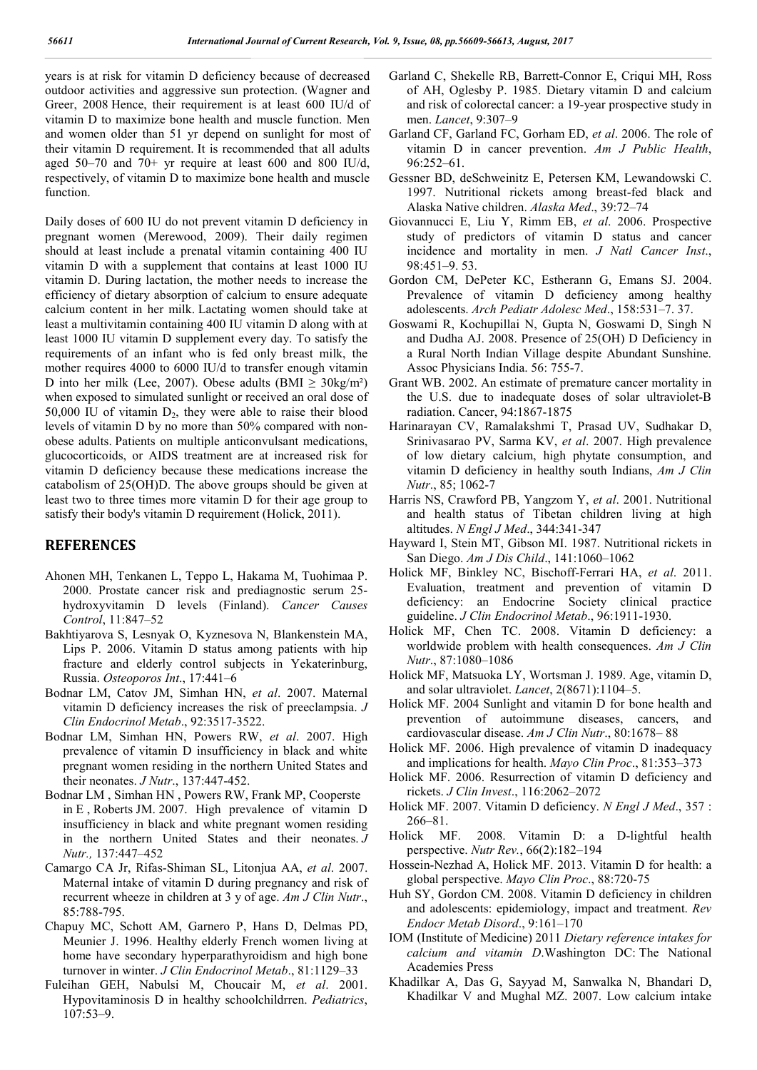years is at risk for vitamin D deficiency because of decreased outdoor activities and aggressive sun protection. (Wagner and Greer, 2008 Hence, their requirement is at least 600 IU/d of vitamin D to maximize bone health and muscle function. Men and women older than 51 yr depend on sunlight for most of their vitamin D requirement. It is recommended that all adults aged 50–70 and 70+ yr require at least 600 and 800 IU/d, respectively, of vitamin D to maximize bone health and muscle function.

Daily doses of 600 IU do not prevent vitamin D deficiency in pregnant women (Merewood, 2009). Their daily regimen should at least include a prenatal vitamin containing 400 IU vitamin D with a supplement that contains at least 1000 IU vitamin D. During lactation, the mother needs to increase the efficiency of dietary absorption of calcium to ensure adequate calcium content in her milk. Lactating women should take at least a multivitamin containing 400 IU vitamin D along with at least 1000 IU vitamin D supplement every day. To satisfy the requirements of an infant who is fed only breast milk, the mother requires 4000 to 6000 IU/d to transfer enough vitamin D into her milk (Lee, 2007). Obese adults (BMI $\geq 30kg/m^2$) when exposed to simulated sunlight or received an oral dose of 50,000 IU of vitamin $D_2$, they were able to raise their blood levels of vitamin D by no more than 50% compared with non-obese adults. Patients on multiple anticonvulsant medications, glucocorticoids, or AIDS treatment are at increased risk for vitamin D deficiency because these medications increase the catabolism of 25(OH)D. The above groups should be given at least two to three times more vitamin D for their age group to satisfy their body's vitamin D requirement (Holick, 2011).

## REFERENCES

Ahonen MH, Tenkanen L, Teppo L, Hakama M, Tuohimaa P. 2000. Prostate cancer risk and prediagnostic serum 25-hydroxyvitamin D levels (Finland). *Cancer Causes Control*, 11:847–52

Bakhtiyarova S, Lesnyak O, Kyznesova N, Blankenstein MA, Lips P. 2006. Vitamin D status among patients with hip fracture and elderly control subjects in Yekaterinburg, Russia. *Osteoporos Int*., 17:441–6

Bodnar LM, Catov JM, Simhan HN, *et al*. 2007. Maternal vitamin D deficiency increases the risk of preeclampsia. *J Clin Endocrinol Metab*., 92:3517-3522.

Bodnar LM, Simhan HN, Powers RW, *et al*. 2007. High prevalence of vitamin D insufficiency in black and white pregnant women residing in the northern United States and their neonates. *J Nutr*., 137:447-452.

Bodnar LM , Simhan HN , Powers RW, Frank MP, Cooperste in E , Roberts JM. 2007. High prevalence of vitamin D insufficiency in black and white pregnant women residing in the northern United States and their neonates. *J Nutr.,* 137:447–452

Camargo CA Jr, Rifas-Shiman SL, Litonjua AA, *et al*. 2007. Maternal intake of vitamin D during pregnancy and risk of recurrent wheeze in children at 3 y of age. *Am J Clin Nutr*., 85:788-795.

Chapuy MC, Schott AM, Garnero P, Hans D, Delmas PD, Meunier J. 1996. Healthy elderly French women living at home have secondary hyperparathyroidism and high bone turnover in winter. *J Clin Endocrinol Metab*., 81:1129–33

Fuleihan GEH, Nabulsi M, Choucair M, *et al*. 2001. Hypovitaminosis D in healthy schoolchildrren. *Pediatrics*, 107:53–9.

Garland C, Shekelle RB, Barrett-Connor E, Criqui MH, Ross of AH, Oglesby P. 1985. Dietary vitamin D and calcium and risk of colorectal cancer: a 19-year prospective study in men. *Lancet*, 9:307–9

Garland CF, Garland FC, Gorham ED, *et al*. 2006. The role of vitamin D in cancer prevention. *Am J Public Health*, 96:252–61.

Gessner BD, deSchweinitz E, Petersen KM, Lewandowski C. 1997. Nutritional rickets among breast-fed black and Alaska Native children. *Alaska Med*., 39:72–74

Giovannucci E, Liu Y, Rimm EB, *et al*. 2006. Prospective study of predictors of vitamin D status and cancer incidence and mortality in men. *J Natl Cancer Inst*., 98:451–9. 53.

Gordon CM, DePeter KC, Estherann G, Emans SJ. 2004. Prevalence of vitamin D deficiency among healthy adolescents. *Arch Pediatr Adolesc Med*., 158:531–7. 37.

Goswami R, Kochupillai N, Gupta N, Goswami D, Singh N and Dudha AJ. 2008. Presence of 25(OH) D Deficiency in a Rural North Indian Village despite Abundant Sunshine. Assoc Physicians India. 56: 755-7.

Grant WB. 2002. An estimate of premature cancer mortality in the U.S. due to inadequate doses of solar ultraviolet-B radiation. Cancer, 94:1867-1875

Harinarayan CV, Ramalakshmi T, Prasad UV, Sudhakar D, Srinivasarao PV, Sarma KV, *et al*. 2007. High prevalence of low dietary calcium, high phytate consumption, and vitamin D deficiency in healthy south Indians, *Am J Clin Nutr*., 85; 1062-7

Harris NS, Crawford PB, Yangzom Y, *et al*. 2001. Nutritional and health status of Tibetan children living at high altitudes. *N Engl J Med*., 344:341-347

Hayward I, Stein MT, Gibson MI. 1987. Nutritional rickets in San Diego. *Am J Dis Child*., 141:1060–1062

Holick MF, Binkley NC, Bischoff-Ferrari HA, *et al*. 2011. Evaluation, treatment and prevention of vitamin D deficiency: an Endocrine Society clinical practice guideline. *J Clin Endocrinol Metab*., 96:1911-1930.

Holick MF, Chen TC. 2008. Vitamin D deficiency: a worldwide problem with health consequences. *Am J Clin Nutr*., 87:1080–1086

Holick MF, Matsuoka LY, Wortsman J. 1989. Age, vitamin D, and solar ultraviolet. *Lancet*, 2(8671):1104–5.

Holick MF. 2004 Sunlight and vitamin D for bone health and prevention of autoimmune diseases, cancers, and cardiovascular disease. *Am J Clin Nutr*., 80:1678– 88

Holick MF. 2006. High prevalence of vitamin D inadequacy and implications for health. *Mayo Clin Proc*., 81:353–373

Holick MF. 2006. Resurrection of vitamin D deficiency and rickets. *J Clin Invest*., 116:2062–2072

Holick MF. 2007. Vitamin D deficiency. *N Engl J Med*., 357 : 266–81.

Holick MF. 2008. Vitamin D: a D-lightful health perspective. *Nutr Rev.*, 66(2):182–194

Hossein-Nezhad A, Holick MF. 2013. Vitamin D for health: a global perspective. *Mayo Clin Proc*., 88:720-75

Huh SY, Gordon CM. 2008. Vitamin D deficiency in children and adolescents: epidemiology, impact and treatment. *Rev Endocr Metab Disord*., 9:161–170

IOM (Institute of Medicine) 2011 *Dietary reference intakes for calcium and vitamin D.*Washington DC: The National Academies Press

Khadilkar A, Das G, Sayyad M, Sanwalka N, Bhandari D, Khadilkar V and Mughal MZ. 2007. Low calcium intake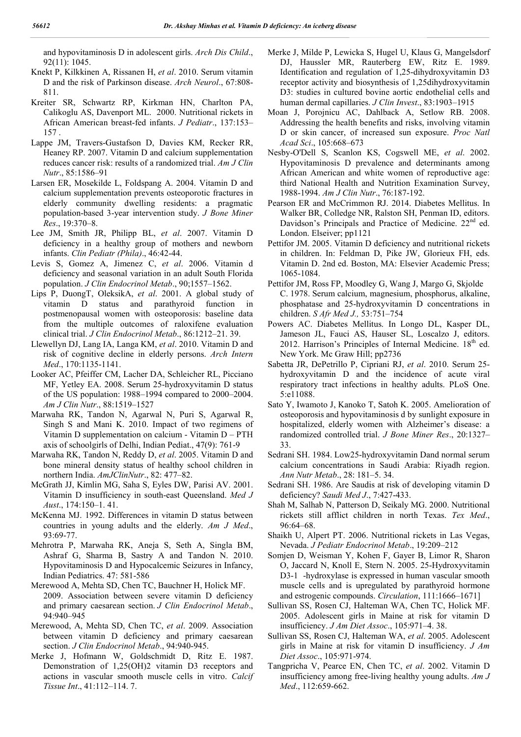and hypovitaminosis D in adolescent girls. *Arch Dis Child*., 92(11): 1045.

Knekt P, Kilkkinen A, Rissanen H, *et al*. 2010. Serum vitamin D and the risk of Parkinson disease. *Arch Neurol*., 67:808-811.

Kreiter SR, Schwartz RP, Kirkman HN, Charlton PA, Calikoglu AS, Davenport ML. 2000. Nutritional rickets in African American breast-fed infants. *J Pediatr*., 137:153–157 .

Lappe JM, Travers-Gustafson D, Davies KM, Recker RR, Heaney RP. 2007. Vitamin D and calcium supplementation reduces cancer risk: results of a randomized trial. *Am J Clin Nutr*., 85:1586–91

Larsen ER, Mosekilde L, Foldspang A. 2004. Vitamin D and calcium supplementation prevents osteoporotic fractures in elderly community dwelling residents: a pragmatic population-based 3-year intervention study. *J Bone Miner Res*., 19:370–8.

Lee JM, Smith JR, Philipp BL, *et al*. 2007. Vitamin D deficiency in a healthy group of mothers and newborn infants. *Clin Pediatr (Phila)*., 46:42-44.

Levis S, Gomez A, Jimenez C, *et al*. 2006. Vitamin d deficiency and seasonal variation in an adult South Florida population. *J Clin Endocrinol Metab*., 90;1557–1562.

Lips P, DuongT, OleksikA, *et al*. 2001. A global study of vitamin D status and parathyroid function in postmenopausal women with osteoporosis: baseline data from the multiple outcomes of raloxifene evaluation clinical trial. *J Clin Endocrinol Metab*., 86:1212–21. 39.

Llewellyn DJ, Lang IA, Langa KM, *et al*. 2010. Vitamin D and risk of cognitive decline in elderly persons. *Arch Intern Med*., 170:1135-1141.

Looker AC, Pfeiffer CM, Lacher DA, Schleicher RL, Picciano MF, Yetley EA. 2008. Serum 25-hydroxyvitamin D status of the US population: 1988–1994 compared to 2000–2004. *Am J Clin Nutr*., 88:1519–1527

Marwaha RK, Tandon N, Agarwal N, Puri S, Agarwal R, Singh S and Mani K. 2010. Impact of two regimens of Vitamin D supplementation on calcium - Vitamin D – PTH axis of schoolgirls of Delhi, Indian Pediat., 47(9): 761-9

Marwaha RK, Tandon N, Reddy D, *et al*. 2005. Vitamin D and bone mineral density status of healthy school children in northern India. *AmJClinNutr*., 82: 477–82.

McGrath JJ, Kimlin MG, Saha S, Eyles DW, Parisi AV. 2001. Vitamin D insufficiency in south-east Queensland. *Med J Aust*., 174:150–1. 41.

McKenna MJ. 1992. Differences in vitamin D status between countries in young adults and the elderly. *Am J Med*., 93:69-77.

Mehrotra P, Marwaha RK, Aneja S, Seth A, Singla BM, Ashraf G, Sharma B, Sastry A and Tandon N. 2010. Hypovitaminosis D and Hypocalcemic Seizures in Infancy, Indian Pediatrics. 47: 581-586

Merewood A, Mehta SD, Chen TC, Bauchner H, Holick MF. 2009. Association between severe vitamin D deficiency and primary caesarean section. *J Clin Endocrinol Metab*., 94:940–945

Merewood, A, Mehta SD, Chen TC, *et al*. 2009. Association between vitamin D deficiency and primary caesarean section. *J Clin Endocrinol Metab*., 94:940-945.

Merke J, Hofmann W, Goldschmidt D, Ritz E. 1987. Demonstration of 1,25(OH)2 vitamin D3 receptors and actions in vascular smooth muscle cells in vitro. *Calcif Tissue Int*., 41:112–114. 7.

Merke J, Milde P, Lewicka S, Hugel U, Klaus G, Mangelsdorf DJ, Haussler MR, Rauterberg EW, Ritz E. 1989. Identification and regulation of 1,25-dihydroxyvitamin D3 receptor activity and biosynthesis of 1,25dihydroxyvitamin D3: studies in cultured bovine aortic endothelial cells and human dermal capillaries. *J Clin Invest*., 83:1903–1915

Moan J, Porojnicu AC, Dahlback A, Setlow RB. 2008. Addressing the health benefits and risks, involving vitamin D or skin cancer, of increased sun exposure. *Proc Natl Acad Sci*., 105:668–673

Nesby-O'Dell S, Scanlon KS, Cogswell ME, *et al*. 2002. Hypovitaminosis D prevalence and determinants among African American and white women of reproductive age: third National Health and Nutrition Examination Survey, 1988-1994. *Am J Clin Nutr*., 76:187-192.

Pearson ER and McCrimmon RJ. 2014. Diabetes Mellitus. In Walker BR, Colledge NR, Ralston SH, Penman ID, editors. Davidson's Principals and Practice of Medicine. 22nd ed. London. Elseiver; pp1121

Pettifor JM. 2005. Vitamin D deficiency and nutritional rickets in children. In: Feldman D, Pike JW, Glorieux FH, eds. Vitamin D. 2nd ed. Boston, MA: Elsevier Academic Press; 1065-1084.

Pettifor JM, Ross FP, Moodley G, Wang J, Margo G, Skjolde C. 1978. Serum calcium, magnesium, phosphorus, alkaline, phosphatase and 25-hydroxyvitamin D concentrations in children. *S Afr Med J.,* 53:751–754

Powers AC. Diabetes Mellitus. In Longo DL, Kasper DL, Jameson JL, Fauci AS, Hauser SL, Loscalzo J, editors. 2012. Harrison's Principles of Internal Medicine. 18th ed. New York. Mc Graw Hill; pp2736

Sabetta JR, DePetrillo P, Cipriani RJ, *et al*. 2010. Serum 25-hydroxyvitamin D and the incidence of acute viral respiratory tract infections in healthy adults. PLoS One. 5:e11088.

Sato Y, Iwamoto J, Kanoko T, Satoh K. 2005. Amelioration of osteoporosis and hypovitaminosis d by sunlight exposure in hospitalized, elderly women with Alzheimer's disease: a randomized controlled trial. *J Bone Miner Res*., 20:1327–33.

Sedrani SH. 1984. Low25-hydroxyvitamin Dand normal serum calcium concentrations in Saudi Arabia: Riyadh region. *Ann Nutr Metab*., 28: 181–5. 34.

Sedrani SH. 1986. Are Saudis at risk of developing vitamin D deficiency? *Saudi Med J*., 7:427-433.

Shah M, Salhab N, Patterson D, Seikaly MG. 2000. Nutritional rickets still afflict children in north Texas. *Tex Med*., 96:64–68.

Shaikh U, Alpert PT. 2006. Nutritional rickets in Las Vegas, Nevada. *J Pediatr Endocrinol Metab*., 19:209–212

Somjen D, Weisman Y, Kohen F, Gayer B, Limor R, Sharon O, Jaccard N, Knoll E, Stern N. 2005. 25-Hydroxyvitamin D3-1 -hydroxylase is expressed in human vascular smooth muscle cells and is upregulated by parathyroid hormone and estrogenic compounds. *Circulation*, 111:1666–1671]

Sullivan SS, Rosen CJ, Halteman WA, Chen TC, Holick MF. 2005. Adolescent girls in Maine at risk for vitamin D insufficiency. *J Am Diet Assoc*., 105:971–4. 38.

Sullivan SS, Rosen CJ, Halteman WA, *et al*. 2005. Adolescent girls in Maine at risk for vitamin D insufficiency. *J Am Diet Assoc*., 105:971-974.

Tangpricha V, Pearce EN, Chen TC, *et al*. 2002. Vitamin D insufficiency among free-living healthy young adults. *Am J Med*., 112:659-662.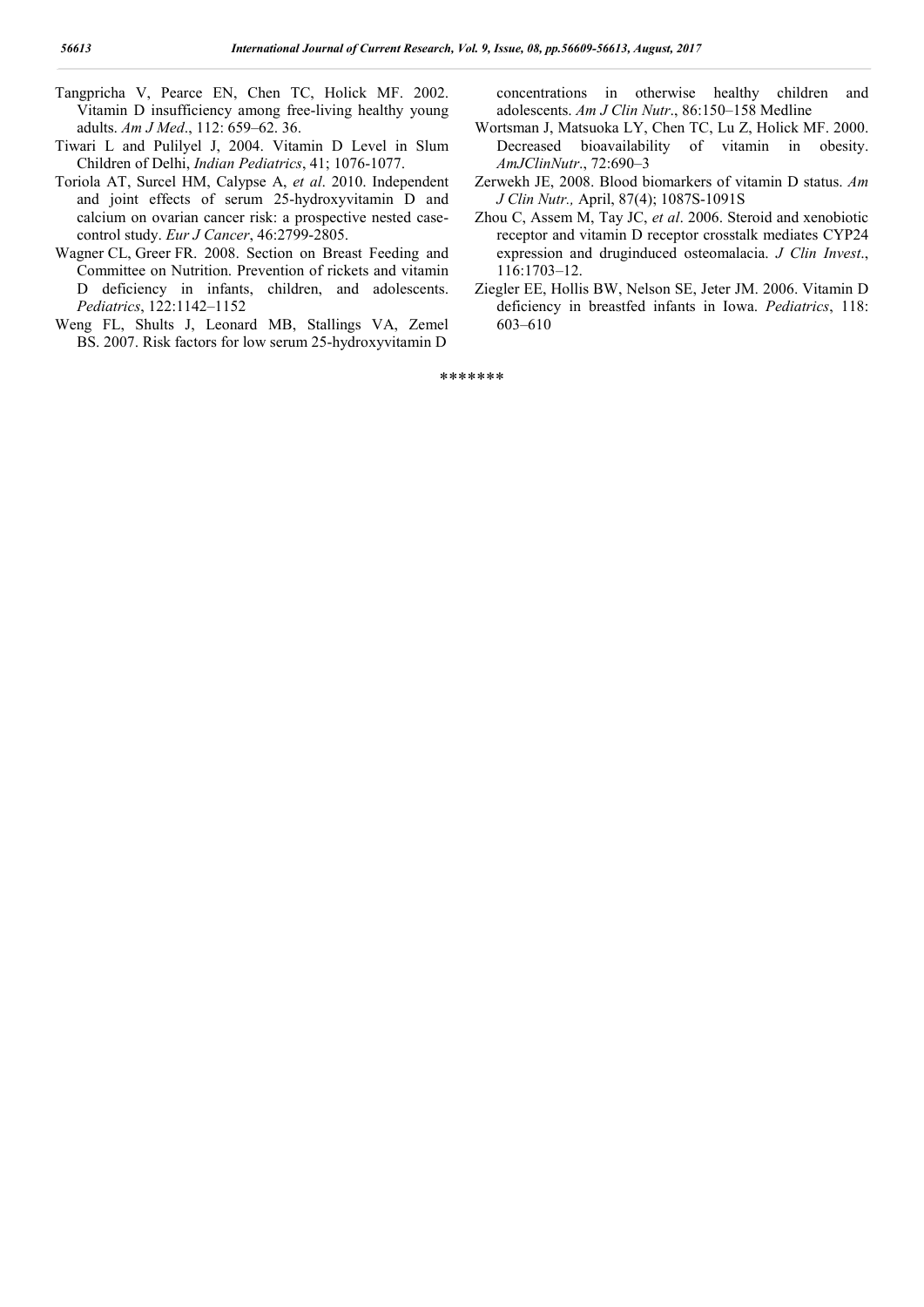Tangpricha V, Pearce EN, Chen TC, Holick MF. 2002. Vitamin D insufficiency among free-living healthy young adults. *Am J Med*., 112: 659–62. 36.

Tiwari L and Pulilyel J, 2004. Vitamin D Level in Slum Children of Delhi, *Indian Pediatrics*, 41; 1076-1077.

Toriola AT, Surcel HM, Calypse A, *et al*. 2010. Independent and joint effects of serum 25-hydroxyvitamin D and calcium on ovarian cancer risk: a prospective nested case-control study. *Eur J Cancer*, 46:2799-2805.

Wagner CL, Greer FR. 2008. Section on Breast Feeding and Committee on Nutrition. Prevention of rickets and vitamin D deficiency in infants, children, and adolescents. *Pediatrics*, 122:1142–1152

Weng FL, Shults J, Leonard MB, Stallings VA, Zemel BS. 2007. Risk factors for low serum 25-hydroxyvitamin D concentrations in otherwise healthy children and adolescents. *Am J Clin Nutr*., 86:150–158 Medline

Wortsman J, Matsuoka LY, Chen TC, Lu Z, Holick MF. 2000. Decreased bioavailability of vitamin in obesity. *AmJClinNutr*., 72:690–3

Zerwekh JE, 2008. Blood biomarkers of vitamin D status. *Am J Clin Nutr.,* April, 87(4); 1087S-1091S

Zhou C, Assem M, Tay JC, *et al*. 2006. Steroid and xenobiotic receptor and vitamin D receptor crosstalk mediates CYP24 expression and druginduced osteomalacia. *J Clin Invest*., 116:1703–12.

Ziegler EE, Hollis BW, Nelson SE, Jeter JM. 2006. Vitamin D deficiency in breastfed infants in Iowa. *Pediatrics*, 118: 603–610

*******